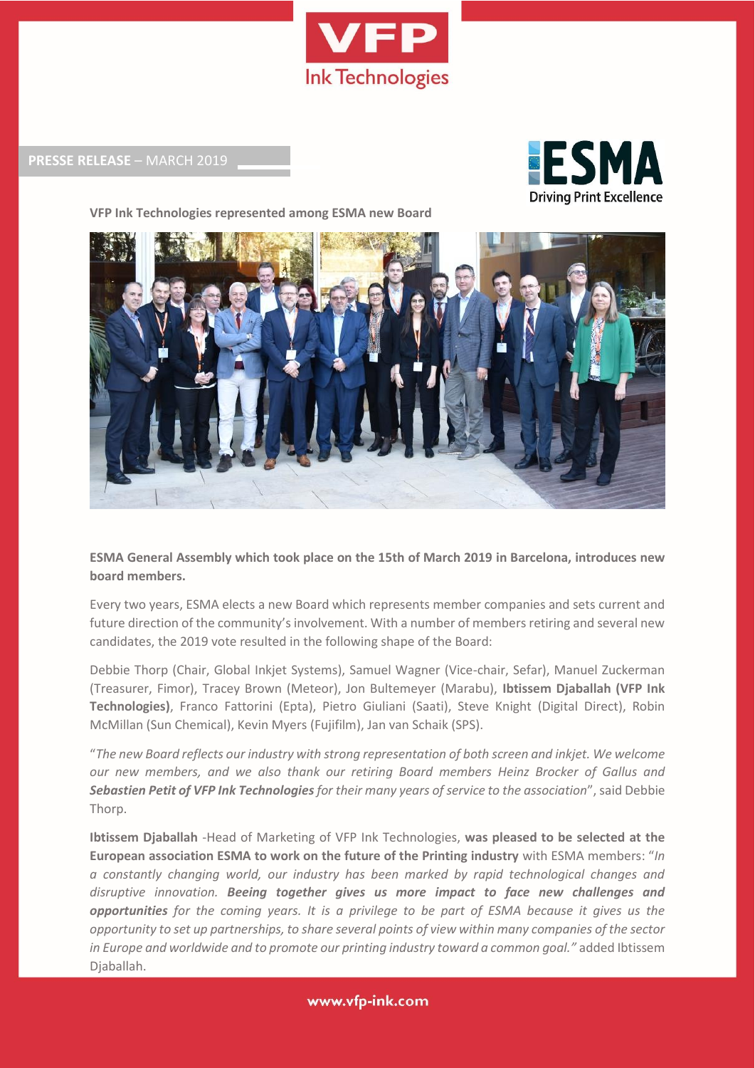**PRESSE RELEASE** – MARCH 2019

**VFP Ink Technologies represented among ESMA new Board**

**ESMA General Assembly which took place on the 15th of March 2019 in Barcelona, introduces new board members.**

Every two years, ESMA elects a new Board which represents member companies and sets current and future direction of the community's involvement. With a number of members retiring and several new candidates, the 2019 vote resulted in the following shape of the Board:

Debbie Thorp (Chair, Global Inkjet Systems), Samuel Wagner (Vice-chair, Sefar), Manuel Zuckerman (Treasurer, Fimor), Tracey Brown (Meteor), Jon Bultemeyer (Marabu), **Ibtissem Djaballah (VFP Ink Technologies)**, Franco Fattorini (Epta), Pietro Giuliani (Saati), Steve Knight (Digital Direct), Robin McMillan (Sun Chemical), Kevin Myers (Fujifilm), Jan van Schaik (SPS).

"*The new Board reflects our industry with strong representation of both screen and inkjet. We welcome our new members, and we also thank our retiring Board members Heinz Brocker of Gallus and* ***Sebastien Petit of VFP Ink Technologies*** *for their many years of service to the association*", said Debbie Thorp.

**Ibtissem Djaballah** -Head of Marketing of VFP Ink Technologies, **was pleased to be selected at the European association ESMA to work on the future of the Printing industry** with ESMA members: "*In a constantly changing world, our industry has been marked by rapid technological changes and disruptive innovation.* ***Beeing together gives us more impact to face new challenges and opportunities*** *for the coming years. It is a privilege to be part of ESMA because it gives us the opportunity to set up partnerships, to share several points of view within many companies of the sector in Europe and worldwide and to promote our printing industry toward a common goal."* added Ibtissem Djaballah.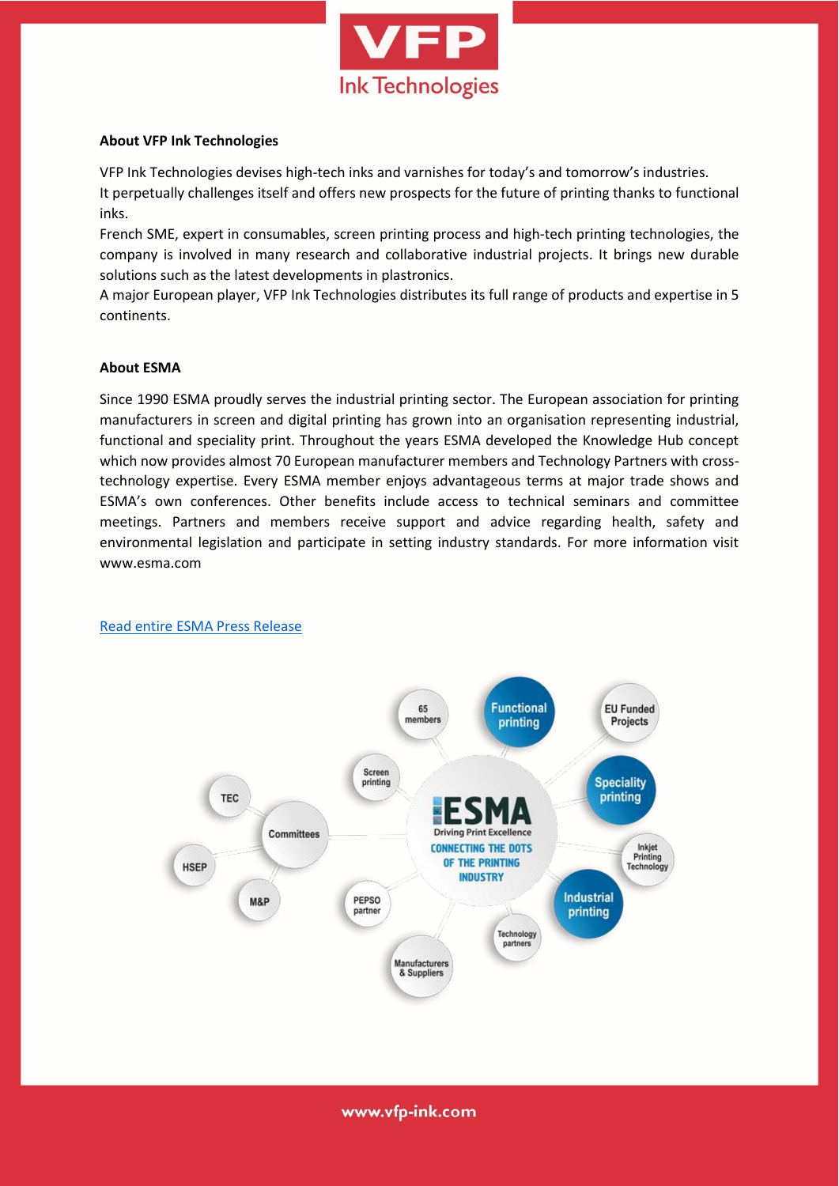### About VFP Ink Technologies

VFP Ink Technologies devises high-tech inks and varnishes for today's and tomorrow's industries.
It perpetually challenges itself and offers new prospects for the future of printing thanks to functional inks.
French SME, expert in consumables, screen printing process and high-tech printing technologies, the company is involved in many research and collaborative industrial projects. It brings new durable solutions such as the latest developments in plastronics.
A major European player, VFP Ink Technologies distributes its full range of products and expertise in 5 continents.

### About ESMA

Since 1990 ESMA proudly serves the industrial printing sector. The European association for printing manufacturers in screen and digital printing has grown into an organisation representing industrial, functional and speciality print. Throughout the years ESMA developed the Knowledge Hub concept which now provides almost 70 European manufacturer members and Technology Partners with cross-technology expertise. Every ESMA member enjoys advantageous terms at major trade shows and ESMA's own conferences. Other benefits include access to technical seminars and committee meetings. Partners and members receive support and advice regarding health, safety and environmental legislation and participate in setting industry standards. For more information visit www.esma.com

Read entire ESMA Press Release

ESMA
Driving Print Excellence
CONNECTING THE DOTS OF THE PRINTING INDUSTRY

65 members
Functional printing
EU Funded Projects
Screen printing
Speciality printing
TEC
Committees
Inkjet Printing Technology
HSEP
M&P
PEPSO partner
Industrial printing
Technology partners
Manufacturers & Suppliers